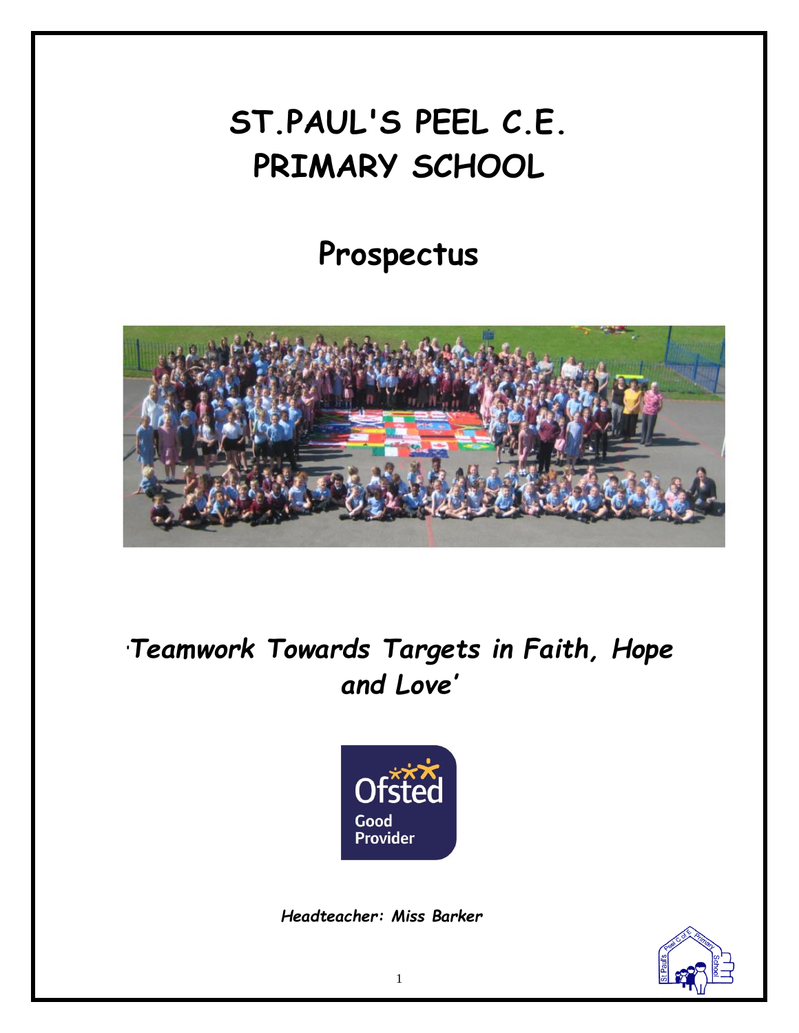# ST.PAUL'S PEEL C.E. PRIMARY SCHOOL

## Prospectus

***'Teamwork Towards Targets in Faith, Hope and Love'***

***Headteacher: Miss Barker***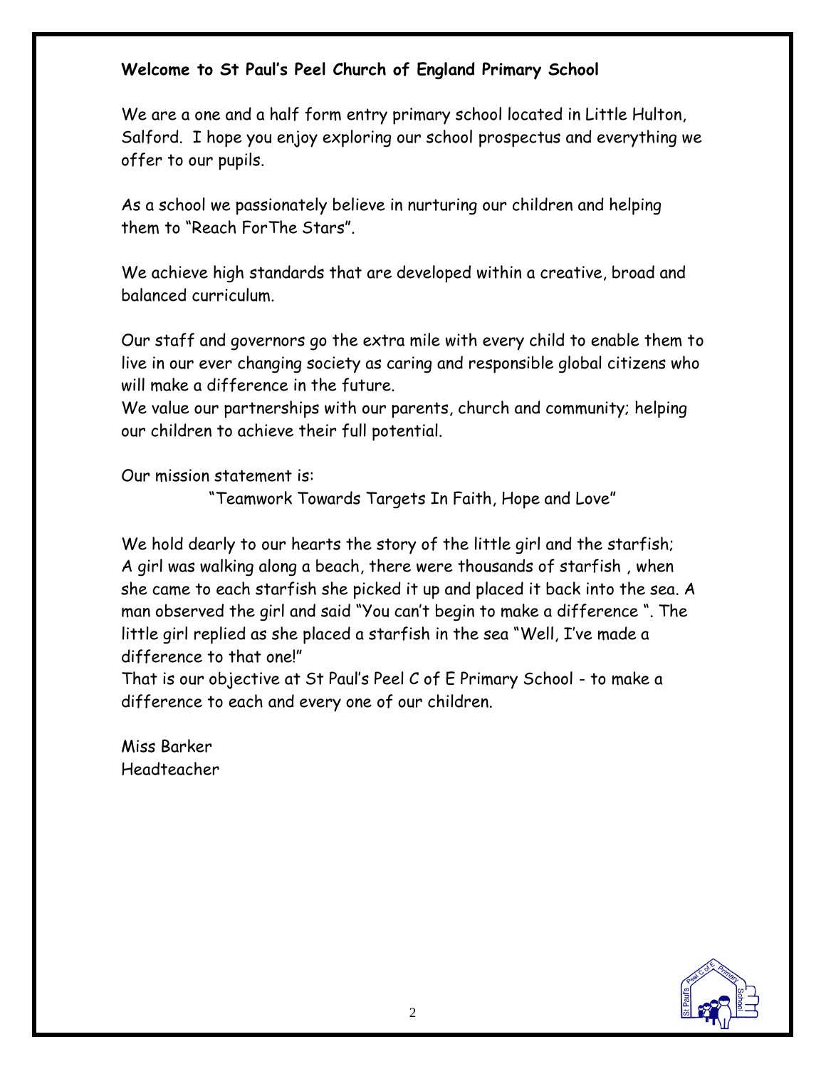**Welcome to St Paul's Peel Church of England Primary School**

We are a one and a half form entry primary school located in Little Hulton, Salford. I hope you enjoy exploring our school prospectus and everything we offer to our pupils.

As a school we passionately believe in nurturing our children and helping them to "Reach ForThe Stars".

We achieve high standards that are developed within a creative, broad and balanced curriculum.

Our staff and governors go the extra mile with every child to enable them to live in our ever changing society as caring and responsible global citizens who will make a difference in the future.
We value our partnerships with our parents, church and community; helping our children to achieve their full potential.

Our mission statement is:

"Teamwork Towards Targets In Faith, Hope and Love"

We hold dearly to our hearts the story of the little girl and the starfish;
A girl was walking along a beach, there were thousands of starfish , when she came to each starfish she picked it up and placed it back into the sea. A man observed the girl and said "You can't begin to make a difference ". The little girl replied as she placed a starfish in the sea "Well, I've made a difference to that one!"
That is our objective at St Paul's Peel C of E Primary School - to make a difference to each and every one of our children.

Miss Barker
Headteacher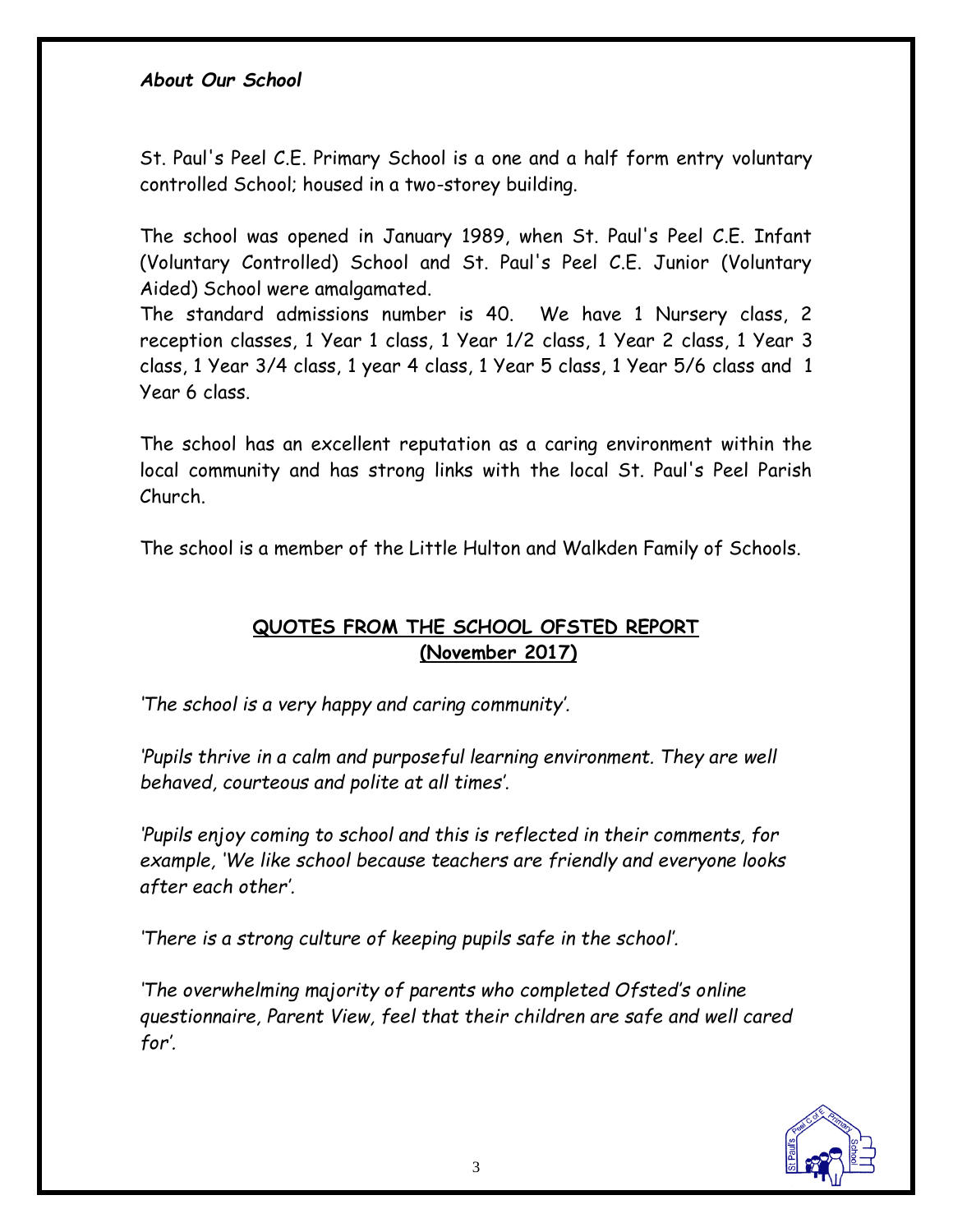***About Our School***

St. Paul's Peel C.E. Primary School is a one and a half form entry voluntary controlled School; housed in a two-storey building.

The school was opened in January 1989, when St. Paul's Peel C.E. Infant (Voluntary Controlled) School and St. Paul's Peel C.E. Junior (Voluntary Aided) School were amalgamated.

The standard admissions number is 40. We have 1 Nursery class, 2 reception classes, 1 Year 1 class, 1 Year 1/2 class, 1 Year 2 class, 1 Year 3 class, 1 Year 3/4 class, 1 year 4 class, 1 Year 5 class, 1 Year 5/6 class and 1 Year 6 class.

The school has an excellent reputation as a caring environment within the local community and has strong links with the local St. Paul's Peel Parish Church.

The school is a member of the Little Hulton and Walkden Family of Schools.

## QUOTES FROM THE SCHOOL OFSTED REPORT (November 2017)

*'The school is a very happy and caring community'.*

*'Pupils thrive in a calm and purposeful learning environment. They are well behaved, courteous and polite at all times'.*

*'Pupils enjoy coming to school and this is reflected in their comments, for example, 'We like school because teachers are friendly and everyone looks after each other'.*

*'There is a strong culture of keeping pupils safe in the school'.*

*'The overwhelming majority of parents who completed Ofsted's online questionnaire, Parent View, feel that their children are safe and well cared for'.*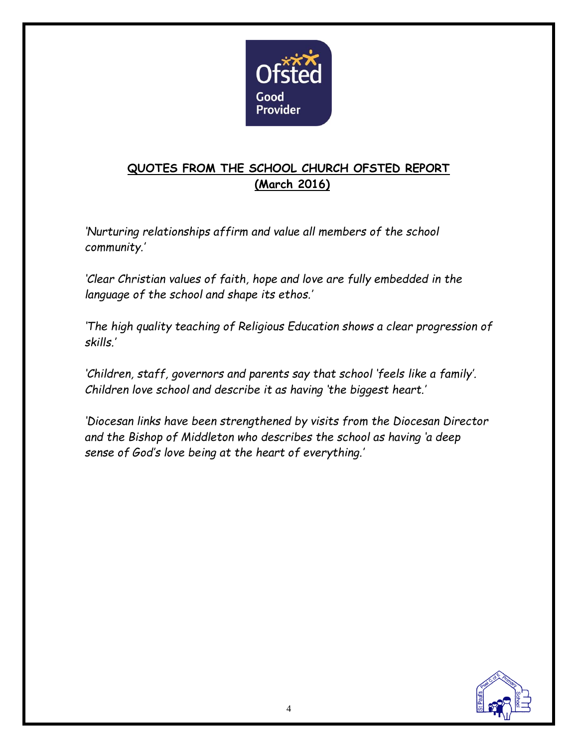## QUOTES FROM THE SCHOOL CHURCH OFSTED REPORT (March 2016)

*'Nurturing relationships affirm and value all members of the school community.'*

*'Clear Christian values of faith, hope and love are fully embedded in the language of the school and shape its ethos.'*

*'The high quality teaching of Religious Education shows a clear progression of skills.'*

*'Children, staff, governors and parents say that school 'feels like a family'. Children love school and describe it as having 'the biggest heart.'*

*'Diocesan links have been strengthened by visits from the Diocesan Director and the Bishop of Middleton who describes the school as having 'a deep sense of God's love being at the heart of everything.'*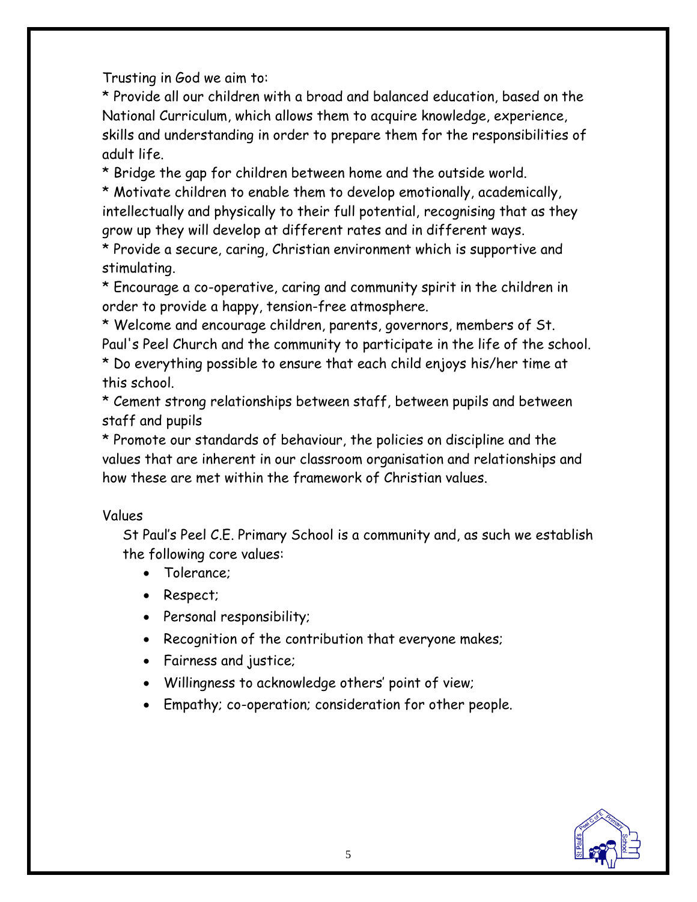Trusting in God we aim to:

* Provide all our children with a broad and balanced education, based on the National Curriculum, which allows them to acquire knowledge, experience, skills and understanding in order to prepare them for the responsibilities of adult life.
* Bridge the gap for children between home and the outside world.
* Motivate children to enable them to develop emotionally, academically, intellectually and physically to their full potential, recognising that as they grow up they will develop at different rates and in different ways.
* Provide a secure, caring, Christian environment which is supportive and stimulating.
* Encourage a co-operative, caring and community spirit in the children in order to provide a happy, tension-free atmosphere.
* Welcome and encourage children, parents, governors, members of St. Paul's Peel Church and the community to participate in the life of the school.
* Do everything possible to ensure that each child enjoys his/her time at this school.
* Cement strong relationships between staff, between pupils and between staff and pupils
* Promote our standards of behaviour, the policies on discipline and the values that are inherent in our classroom organisation and relationships and how these are met within the framework of Christian values.

Values

St Paul's Peel C.E. Primary School is a community and, as such we establish the following core values:

- Tolerance;
- Respect;
- Personal responsibility;
- Recognition of the contribution that everyone makes;
- Fairness and justice;
- Willingness to acknowledge others' point of view;
- Empathy; co-operation; consideration for other people.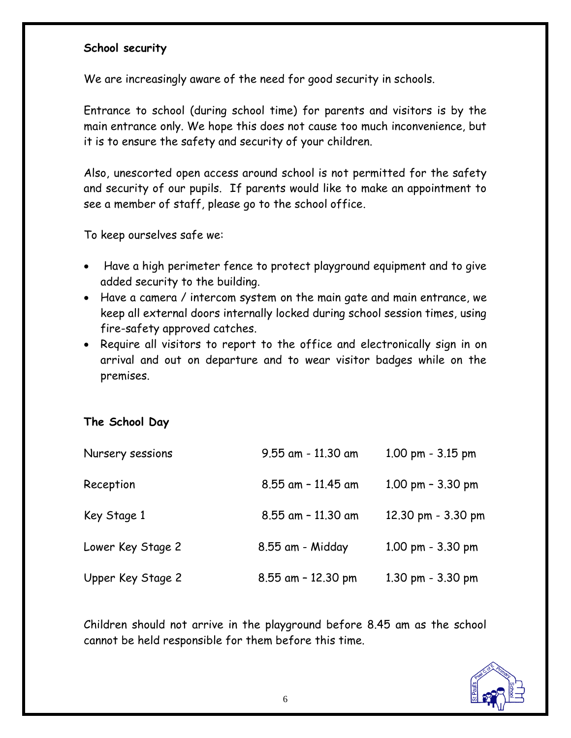**School security**

We are increasingly aware of the need for good security in schools.

Entrance to school (during school time) for parents and visitors is by the main entrance only. We hope this does not cause too much inconvenience, but it is to ensure the safety and security of your children.

Also, unescorted open access around school is not permitted for the safety and security of our pupils. If parents would like to make an appointment to see a member of staff, please go to the school office.

To keep ourselves safe we:

- Have a high perimeter fence to protect playground equipment and to give added security to the building.
- Have a camera / intercom system on the main gate and main entrance, we keep all external doors internally locked during school session times, using fire-safety approved catches.
- Require all visitors to report to the office and electronically sign in on arrival and out on departure and to wear visitor badges while on the premises.

**The School Day**

| | | |
|---|---|---|
| Nursery sessions | 9.55 am - 11.30 am | 1.00 pm - 3.15 pm |
| Reception | 8.55 am – 11.45 am | 1.00 pm – 3.30 pm |
| Key Stage 1 | 8.55 am – 11.30 am | 12.30 pm - 3.30 pm |
| Lower Key Stage 2 | 8.55 am - Midday | 1.00 pm - 3.30 pm |
| Upper Key Stage 2 | 8.55 am – 12.30 pm | 1.30 pm - 3.30 pm |

Children should not arrive in the playground before 8.45 am as the school cannot be held responsible for them before this time.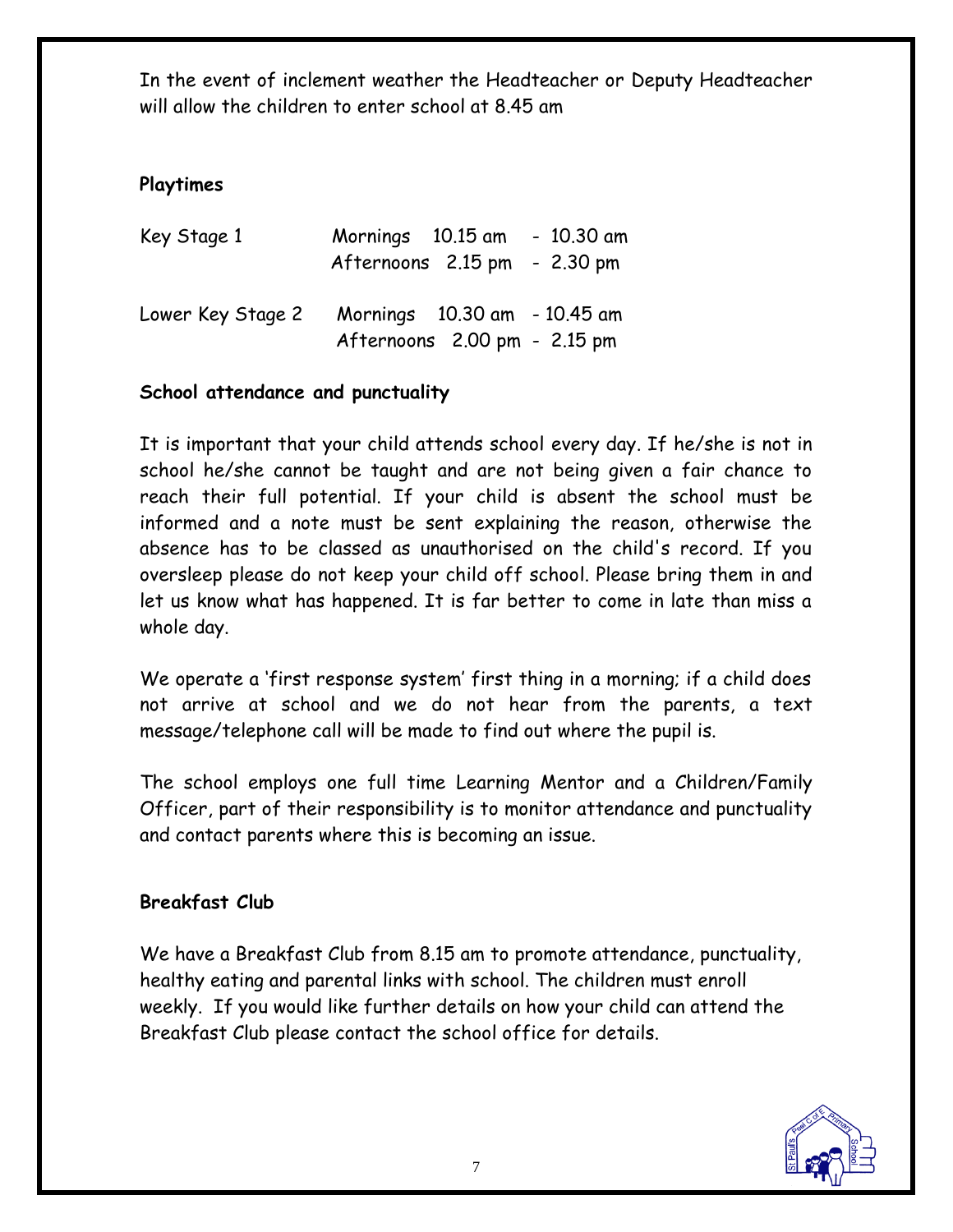In the event of inclement weather the Headteacher or Deputy Headteacher will allow the children to enter school at 8.45 am

**Playtimes**

| | | |
|---|---|---|
| Key Stage 1 | Mornings | 10.15 am - 10.30 am |
| | Afternoons | 2.15 pm - 2.30 pm |
| Lower Key Stage 2 | Mornings | 10.30 am - 10.45 am |
| | Afternoons | 2.00 pm - 2.15 pm |

**School attendance and punctuality**

It is important that your child attends school every day. If he/she is not in school he/she cannot be taught and are not being given a fair chance to reach their full potential. If your child is absent the school must be informed and a note must be sent explaining the reason, otherwise the absence has to be classed as unauthorised on the child's record. If you oversleep please do not keep your child off school. Please bring them in and let us know what has happened. It is far better to come in late than miss a whole day.

We operate a 'first response system' first thing in a morning; if a child does not arrive at school and we do not hear from the parents, a text message/telephone call will be made to find out where the pupil is.

The school employs one full time Learning Mentor and a Children/Family Officer, part of their responsibility is to monitor attendance and punctuality and contact parents where this is becoming an issue.

**Breakfast Club**

We have a Breakfast Club from 8.15 am to promote attendance, punctuality, healthy eating and parental links with school. The children must enroll weekly. If you would like further details on how your child can attend the Breakfast Club please contact the school office for details.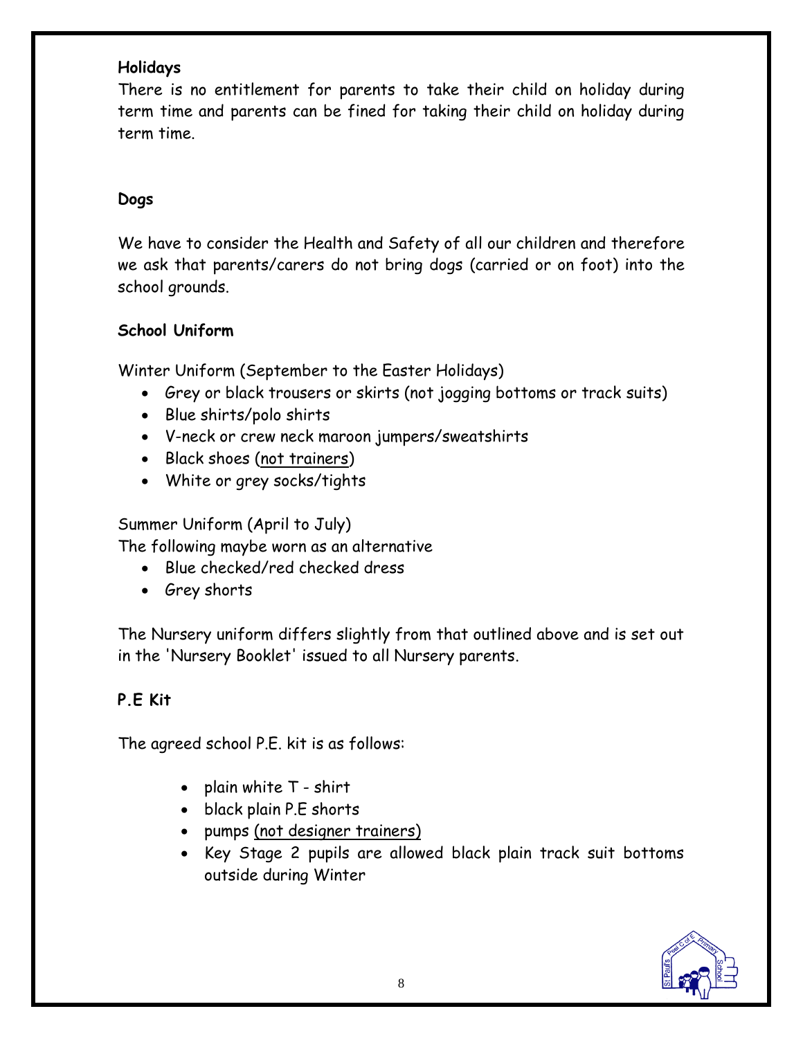**Holidays**

There is no entitlement for parents to take their child on holiday during term time and parents can be fined for taking their child on holiday during term time.

**Dogs**

We have to consider the Health and Safety of all our children and therefore we ask that parents/carers do not bring dogs (carried or on foot) into the school grounds.

**School Uniform**

Winter Uniform (September to the Easter Holidays)

- Grey or black trousers or skirts (not jogging bottoms or track suits)
- Blue shirts/polo shirts
- V-neck or crew neck maroon jumpers/sweatshirts
- Black shoes (<u>not trainers</u>)
- White or grey socks/tights

Summer Uniform (April to July)
The following maybe worn as an alternative

- Blue checked/red checked dress
- Grey shorts

The Nursery uniform differs slightly from that outlined above and is set out in the 'Nursery Booklet' issued to all Nursery parents.

**P.E Kit**

The agreed school P.E. kit is as follows:

- plain white T - shirt
- black plain P.E shorts
- pumps <u>(not designer trainers)</u>
- Key Stage 2 pupils are allowed black plain track suit bottoms outside during Winter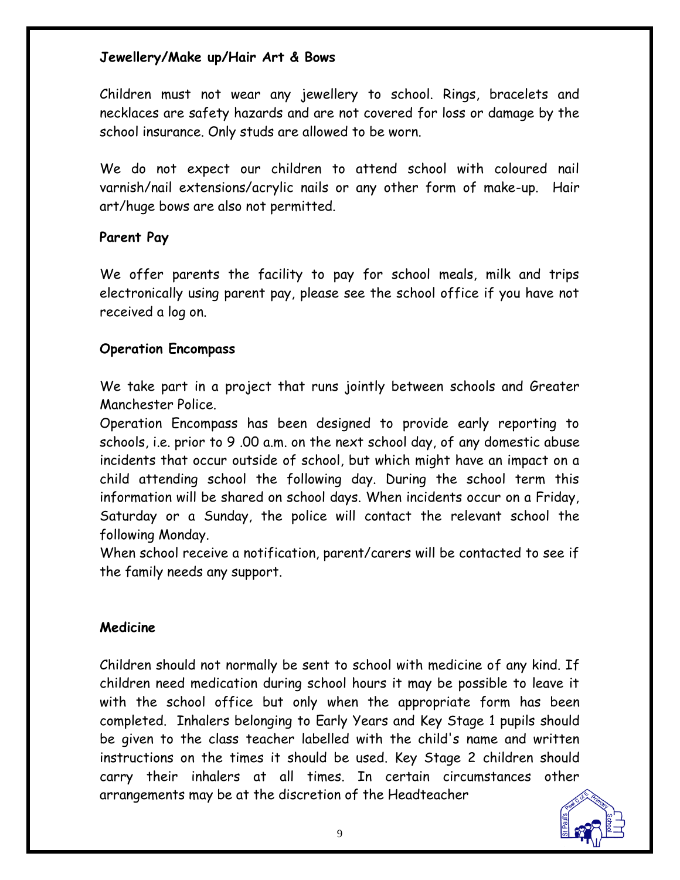**Jewellery/Make up/Hair Art & Bows**

Children must not wear any jewellery to school. Rings, bracelets and necklaces are safety hazards and are not covered for loss or damage by the school insurance. Only studs are allowed to be worn.

We do not expect our children to attend school with coloured nail varnish/nail extensions/acrylic nails or any other form of make-up. Hair art/huge bows are also not permitted.

**Parent Pay**

We offer parents the facility to pay for school meals, milk and trips electronically using parent pay, please see the school office if you have not received a log on.

**Operation Encompass**

We take part in a project that runs jointly between schools and Greater Manchester Police.

Operation Encompass has been designed to provide early reporting to schools, i.e. prior to 9 .00 a.m. on the next school day, of any domestic abuse incidents that occur outside of school, but which might have an impact on a child attending school the following day. During the school term this information will be shared on school days. When incidents occur on a Friday, Saturday or a Sunday, the police will contact the relevant school the following Monday.

When school receive a notification, parent/carers will be contacted to see if the family needs any support.

**Medicine**

Children should not normally be sent to school with medicine of any kind. If children need medication during school hours it may be possible to leave it with the school office but only when the appropriate form has been completed. Inhalers belonging to Early Years and Key Stage 1 pupils should be given to the class teacher labelled with the child's name and written instructions on the times it should be used. Key Stage 2 children should carry their inhalers at all times. In certain circumstances other arrangements may be at the discretion of the Headteacher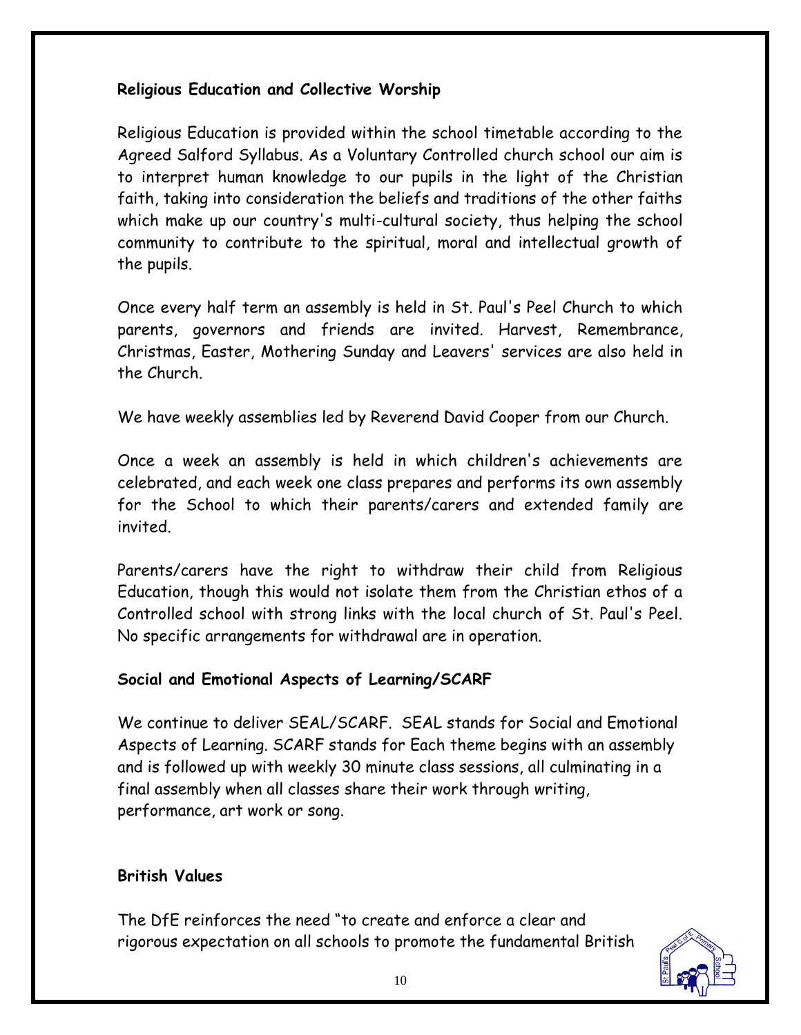**Religious Education and Collective Worship**

Religious Education is provided within the school timetable according to the Agreed Salford Syllabus. As a Voluntary Controlled church school our aim is to interpret human knowledge to our pupils in the light of the Christian faith, taking into consideration the beliefs and traditions of the other faiths which make up our country's multi-cultural society, thus helping the school community to contribute to the spiritual, moral and intellectual growth of the pupils.

Once every half term an assembly is held in St. Paul's Peel Church to which parents, governors and friends are invited. Harvest, Remembrance, Christmas, Easter, Mothering Sunday and Leavers' services are also held in the Church.

We have weekly assemblies led by Reverend David Cooper from our Church.

Once a week an assembly is held in which children's achievements are celebrated, and each week one class prepares and performs its own assembly for the School to which their parents/carers and extended family are invited.

Parents/carers have the right to withdraw their child from Religious Education, though this would not isolate them from the Christian ethos of a Controlled school with strong links with the local church of St. Paul's Peel. No specific arrangements for withdrawal are in operation.

**Social and Emotional Aspects of Learning/SCARF**

We continue to deliver SEAL/SCARF. SEAL stands for Social and Emotional Aspects of Learning. SCARF stands for Each theme begins with an assembly and is followed up with weekly 30 minute class sessions, all culminating in a final assembly when all classes share their work through writing, performance, art work or song.

**British Values**

The DfE reinforces the need "to create and enforce a clear and rigorous expectation on all schools to promote the fundamental British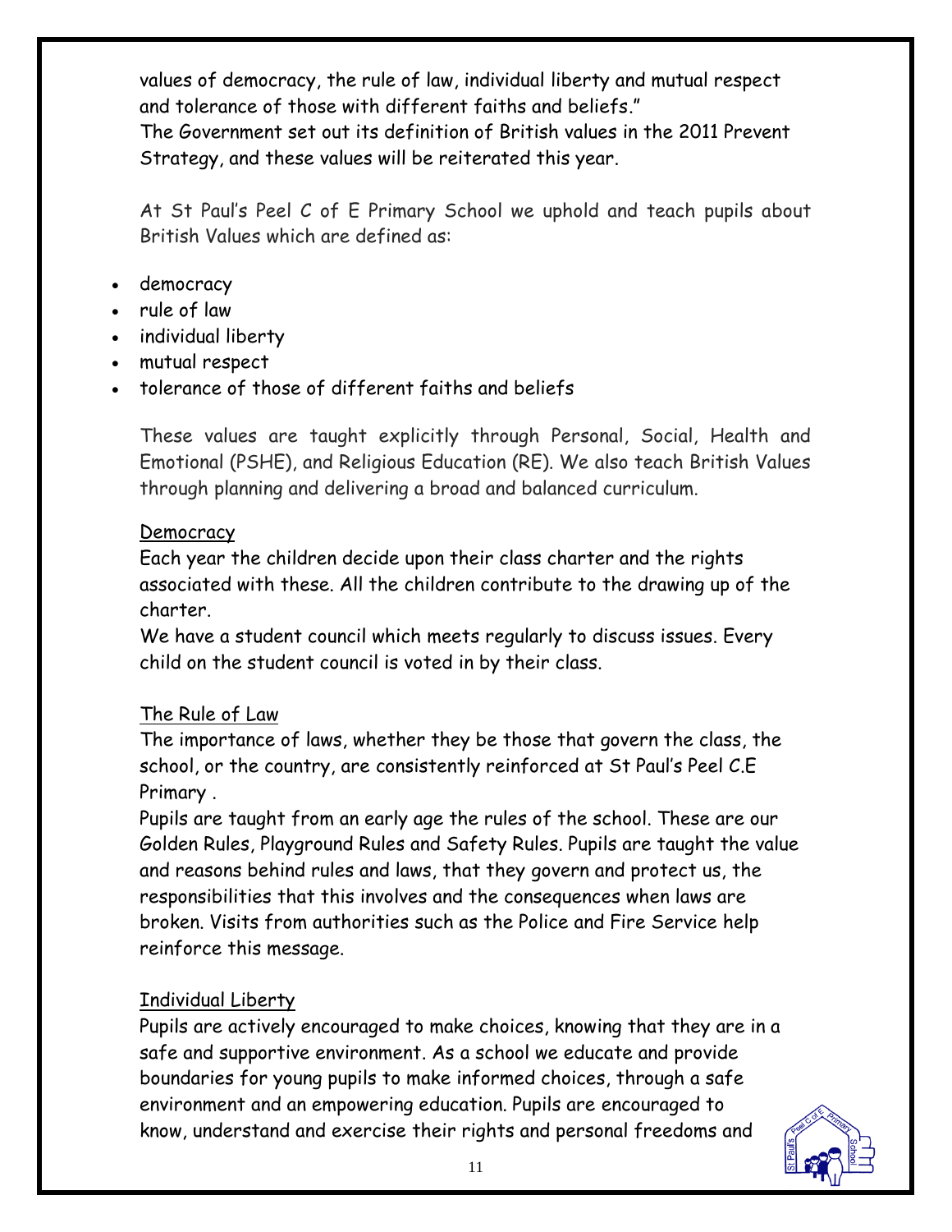values of democracy, the rule of law, individual liberty and mutual respect and tolerance of those with different faiths and beliefs."
The Government set out its definition of British values in the 2011 Prevent Strategy, and these values will be reiterated this year.

At St Paul's Peel C of E Primary School we uphold and teach pupils about British Values which are defined as:

- democracy
- rule of law
- individual liberty
- mutual respect
- tolerance of those of different faiths and beliefs

These values are taught explicitly through Personal, Social, Health and Emotional (PSHE), and Religious Education (RE). We also teach British Values through planning and delivering a broad and balanced curriculum.

<u>Democracy</u>

Each year the children decide upon their class charter and the rights associated with these. All the children contribute to the drawing up of the charter.
We have a student council which meets regularly to discuss issues. Every child on the student council is voted in by their class.

<u>The Rule of Law</u>

The importance of laws, whether they be those that govern the class, the school, or the country, are consistently reinforced at St Paul's Peel C.E Primary .
Pupils are taught from an early age the rules of the school. These are our Golden Rules, Playground Rules and Safety Rules. Pupils are taught the value and reasons behind rules and laws, that they govern and protect us, the responsibilities that this involves and the consequences when laws are broken. Visits from authorities such as the Police and Fire Service help reinforce this message.

<u>Individual Liberty</u>

Pupils are actively encouraged to make choices, knowing that they are in a safe and supportive environment. As a school we educate and provide boundaries for young pupils to make informed choices, through a safe environment and an empowering education. Pupils are encouraged to know, understand and exercise their rights and personal freedoms and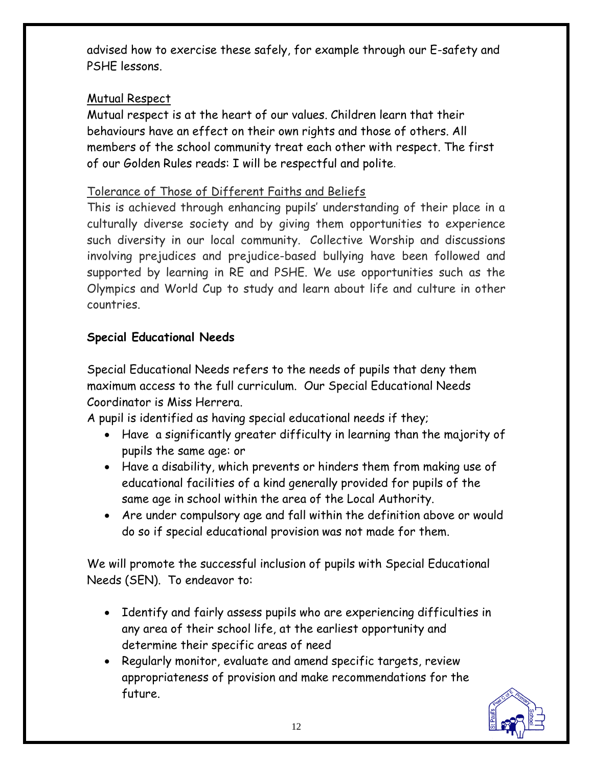advised how to exercise these safely, for example through our E-safety and PSHE lessons.

Mutual Respect

Mutual respect is at the heart of our values. Children learn that their behaviours have an effect on their own rights and those of others. All members of the school community treat each other with respect. The first of our Golden Rules reads: I will be respectful and polite.

Tolerance of Those of Different Faiths and Beliefs

This is achieved through enhancing pupils' understanding of their place in a culturally diverse society and by giving them opportunities to experience such diversity in our local community. Collective Worship and discussions involving prejudices and prejudice-based bullying have been followed and supported by learning in RE and PSHE. We use opportunities such as the Olympics and World Cup to study and learn about life and culture in other countries.

**Special Educational Needs**

Special Educational Needs refers to the needs of pupils that deny them maximum access to the full curriculum. Our Special Educational Needs Coordinator is Miss Herrera.

A pupil is identified as having special educational needs if they;

- Have a significantly greater difficulty in learning than the majority of pupils the same age: or
- Have a disability, which prevents or hinders them from making use of educational facilities of a kind generally provided for pupils of the same age in school within the area of the Local Authority.
- Are under compulsory age and fall within the definition above or would do so if special educational provision was not made for them.

We will promote the successful inclusion of pupils with Special Educational Needs (SEN). To endeavor to:

- Identify and fairly assess pupils who are experiencing difficulties in any area of their school life, at the earliest opportunity and determine their specific areas of need
- Regularly monitor, evaluate and amend specific targets, review appropriateness of provision and make recommendations for the future.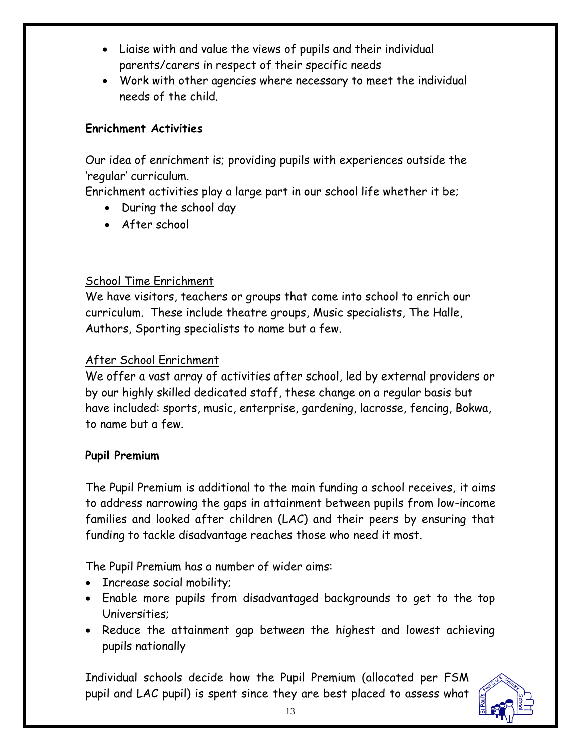- Liaise with and value the views of pupils and their individual parents/carers in respect of their specific needs
- Work with other agencies where necessary to meet the individual needs of the child.

**Enrichment Activities**

Our idea of enrichment is; providing pupils with experiences outside the 'regular' curriculum.

Enrichment activities play a large part in our school life whether it be;

- During the school day
- After school

School Time Enrichment

We have visitors, teachers or groups that come into school to enrich our curriculum. These include theatre groups, Music specialists, The Halle, Authors, Sporting specialists to name but a few.

After School Enrichment

We offer a vast array of activities after school, led by external providers or by our highly skilled dedicated staff, these change on a regular basis but have included: sports, music, enterprise, gardening, lacrosse, fencing, Bokwa, to name but a few.

**Pupil Premium**

The Pupil Premium is additional to the main funding a school receives, it aims to address narrowing the gaps in attainment between pupils from low-income families and looked after children (LAC) and their peers by ensuring that funding to tackle disadvantage reaches those who need it most.

The Pupil Premium has a number of wider aims:

- Increase social mobility;
- Enable more pupils from disadvantaged backgrounds to get to the top Universities;
- Reduce the attainment gap between the highest and lowest achieving pupils nationally

Individual schools decide how the Pupil Premium (allocated per FSM pupil and LAC pupil) is spent since they are best placed to assess what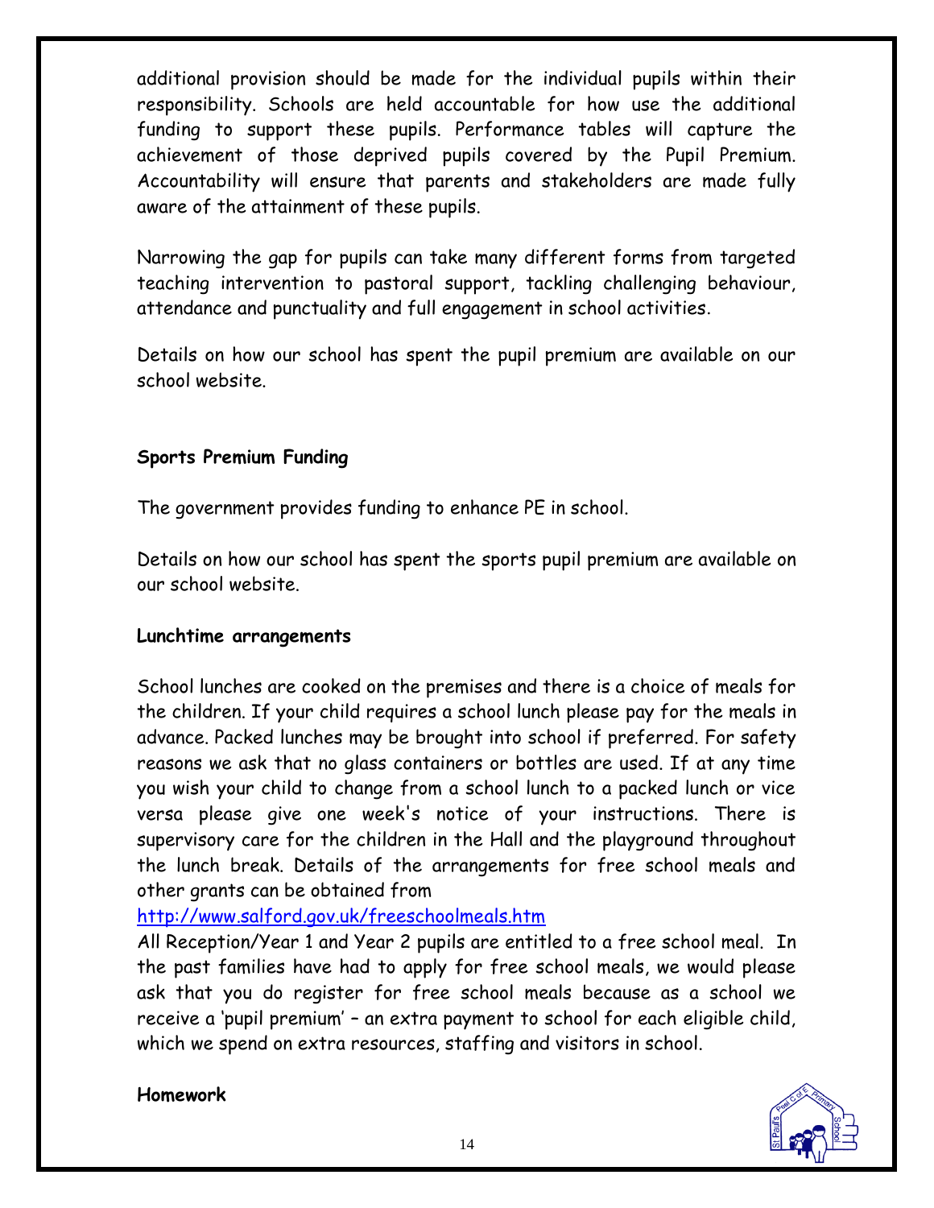additional provision should be made for the individual pupils within their responsibility. Schools are held accountable for how use the additional funding to support these pupils. Performance tables will capture the achievement of those deprived pupils covered by the Pupil Premium. Accountability will ensure that parents and stakeholders are made fully aware of the attainment of these pupils.

Narrowing the gap for pupils can take many different forms from targeted teaching intervention to pastoral support, tackling challenging behaviour, attendance and punctuality and full engagement in school activities.

Details on how our school has spent the pupil premium are available on our school website.

**Sports Premium Funding**

The government provides funding to enhance PE in school.

Details on how our school has spent the sports pupil premium are available on our school website.

**Lunchtime arrangements**

School lunches are cooked on the premises and there is a choice of meals for the children. If your child requires a school lunch please pay for the meals in advance. Packed lunches may be brought into school if preferred. For safety reasons we ask that no glass containers or bottles are used. If at any time you wish your child to change from a school lunch to a packed lunch or vice versa please give one week's notice of your instructions. There is supervisory care for the children in the Hall and the playground throughout the lunch break. Details of the arrangements for free school meals and other grants can be obtained from
[http://www.salford.gov.uk/freeschoolmeals.htm](http://www.salford.gov.uk/freeschoolmeals.htm)
All Reception/Year 1 and Year 2 pupils are entitled to a free school meal. In the past families have had to apply for free school meals, we would please ask that you do register for free school meals because as a school we receive a 'pupil premium' – an extra payment to school for each eligible child, which we spend on extra resources, staffing and visitors in school.

**Homework**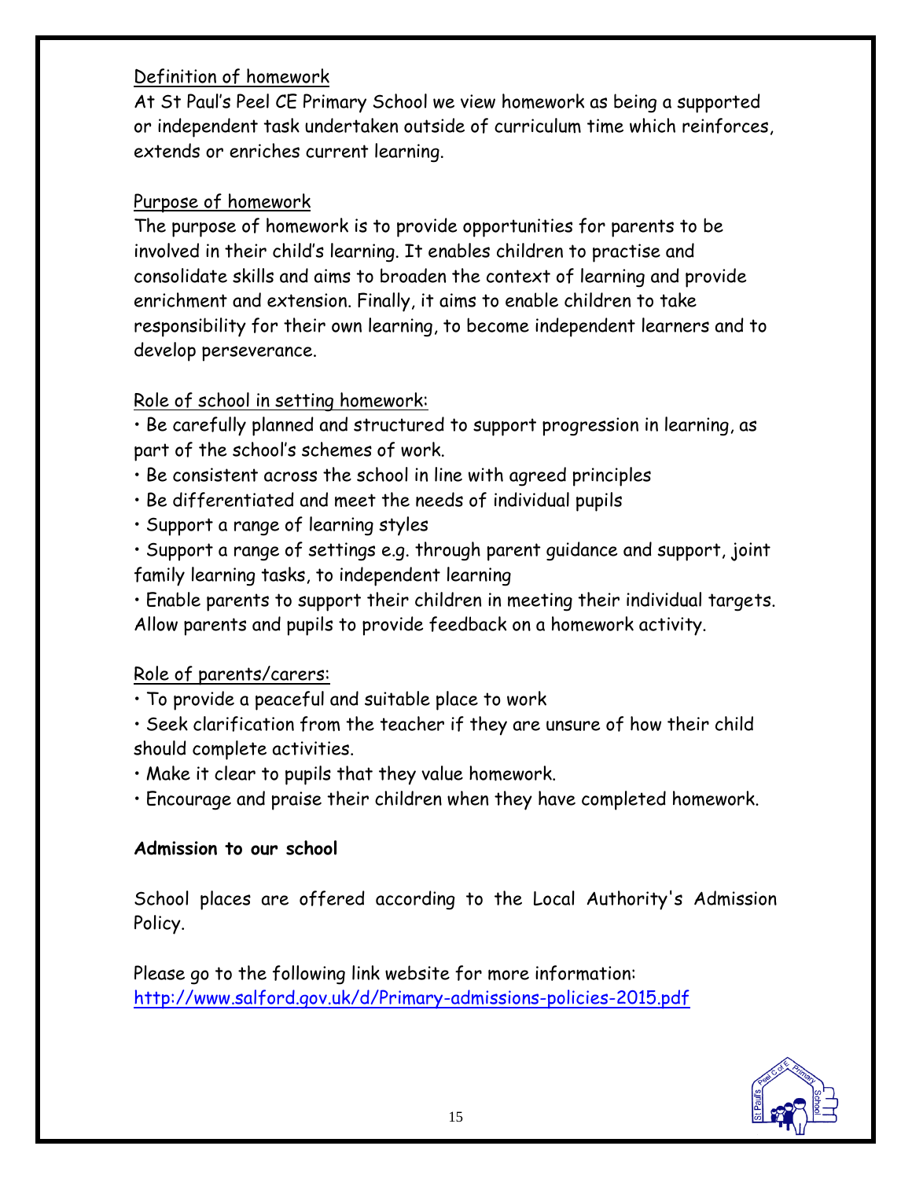Definition of homework

At St Paul's Peel CE Primary School we view homework as being a supported or independent task undertaken outside of curriculum time which reinforces, extends or enriches current learning.

Purpose of homework

The purpose of homework is to provide opportunities for parents to be involved in their child's learning. It enables children to practise and consolidate skills and aims to broaden the context of learning and provide enrichment and extension. Finally, it aims to enable children to take responsibility for their own learning, to become independent learners and to develop perseverance.

Role of school in setting homework:

- Be carefully planned and structured to support progression in learning, as part of the school's schemes of work.
- Be consistent across the school in line with agreed principles
- Be differentiated and meet the needs of individual pupils
- Support a range of learning styles
- Support a range of settings e.g. through parent guidance and support, joint family learning tasks, to independent learning
- Enable parents to support their children in meeting their individual targets. Allow parents and pupils to provide feedback on a homework activity.

Role of parents/carers:

- To provide a peaceful and suitable place to work
- Seek clarification from the teacher if they are unsure of how their child should complete activities.
- Make it clear to pupils that they value homework.
- Encourage and praise their children when they have completed homework.

**Admission to our school**

School places are offered according to the Local Authority's Admission Policy.

Please go to the following link website for more information:
http://www.salford.gov.uk/d/Primary-admissions-policies-2015.pdf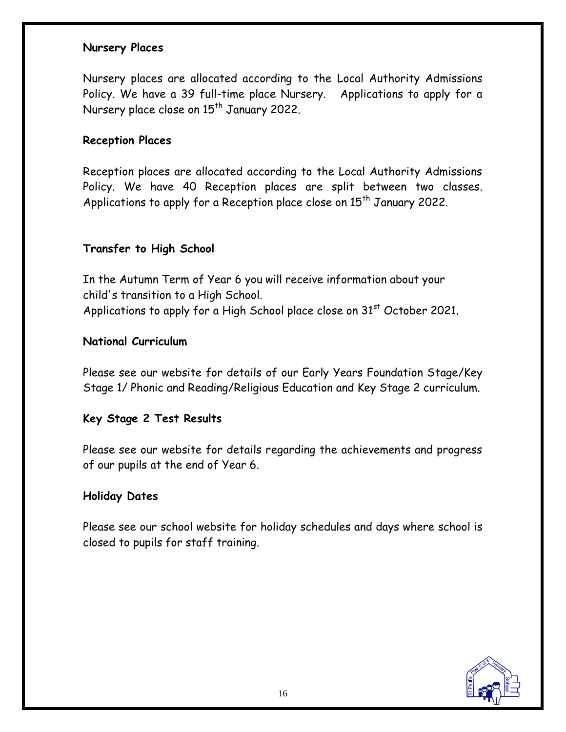**Nursery Places**

Nursery places are allocated according to the Local Authority Admissions Policy. We have a 39 full-time place Nursery. Applications to apply for a Nursery place close on 15th January 2022.

**Reception Places**

Reception places are allocated according to the Local Authority Admissions Policy. We have 40 Reception places are split between two classes. Applications to apply for a Reception place close on 15th January 2022.

**Transfer to High School**

In the Autumn Term of Year 6 you will receive information about your child's transition to a High School.
Applications to apply for a High School place close on 31st October 2021.

**National Curriculum**

Please see our website for details of our Early Years Foundation Stage/Key Stage 1/ Phonic and Reading/Religious Education and Key Stage 2 curriculum.

**Key Stage 2 Test Results**

Please see our website for details regarding the achievements and progress of our pupils at the end of Year 6.

**Holiday Dates**

Please see our school website for holiday schedules and days where school is closed to pupils for staff training.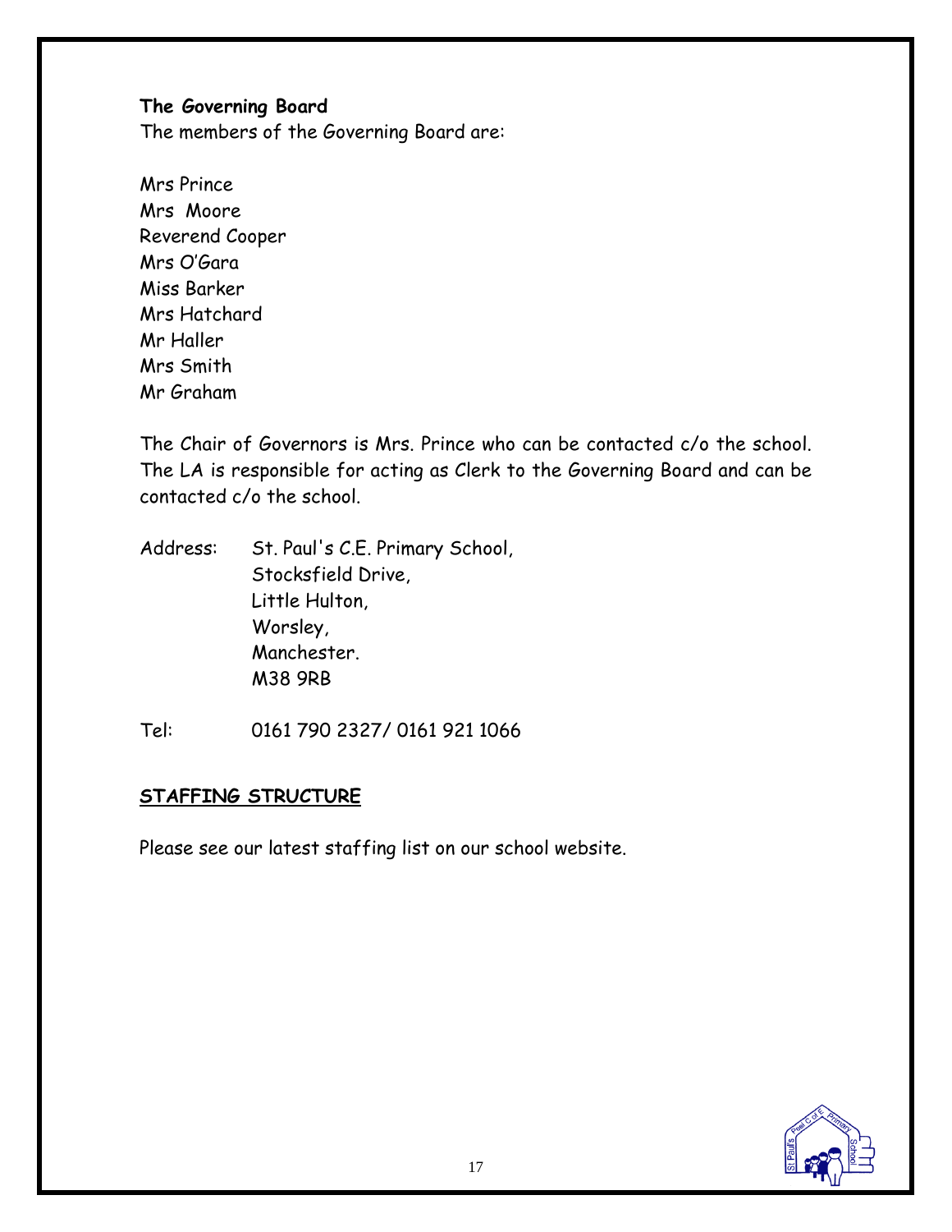**The Governing Board**

The members of the Governing Board are:

Mrs Prince
Mrs Moore
Reverend Cooper
Mrs O'Gara
Miss Barker
Mrs Hatchard
Mr Haller
Mrs Smith
Mr Graham

The Chair of Governors is Mrs. Prince who can be contacted c/o the school. The LA is responsible for acting as Clerk to the Governing Board and can be contacted c/o the school.

Address: St. Paul's C.E. Primary School,
Stocksfield Drive,
Little Hulton,
Worsley,
Manchester.
M38 9RB

Tel: 0161 790 2327/ 0161 921 1066

## STAFFING STRUCTURE

Please see our latest staffing list on our school website.